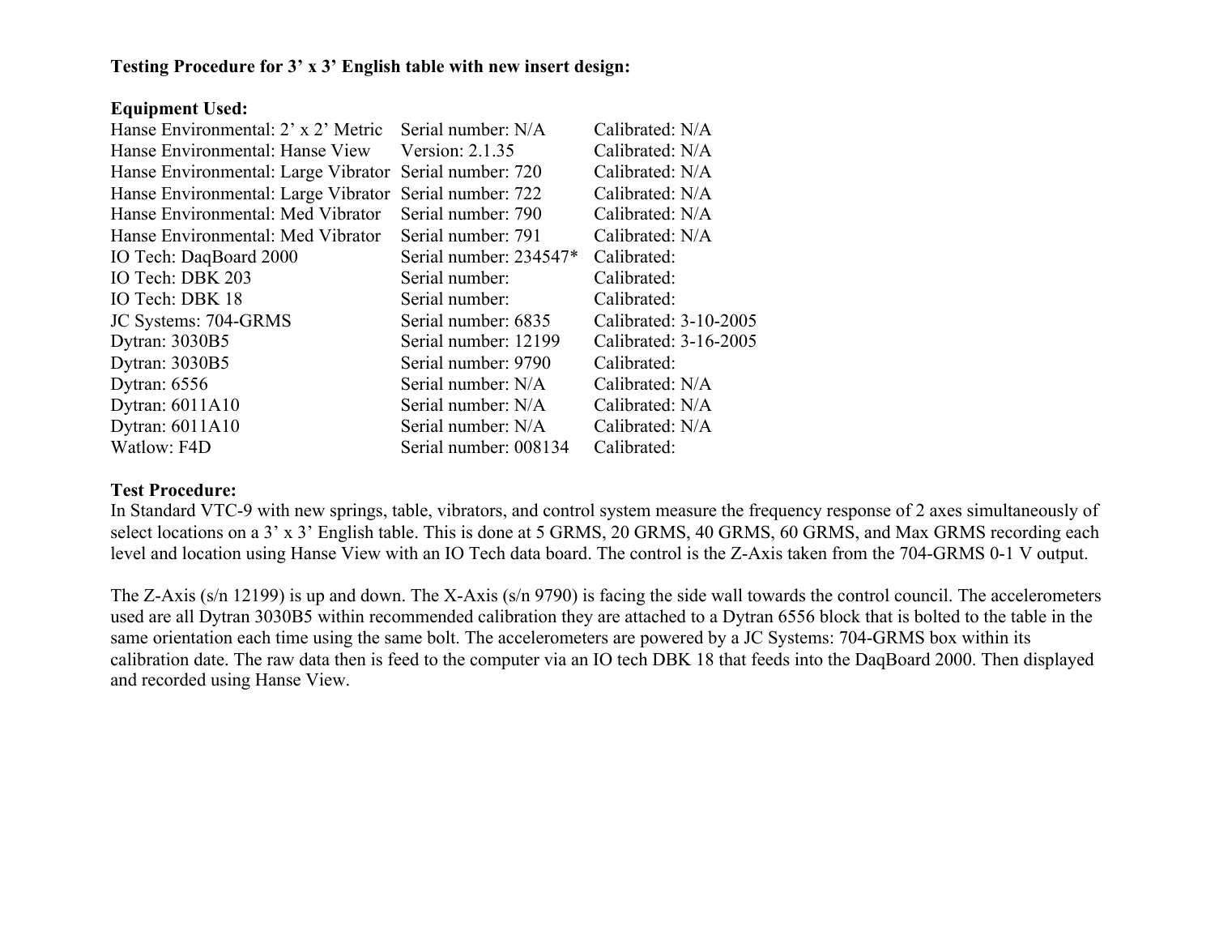**Testing Procedure for 3' x 3' English table with new insert design:**

**Equipment Used:**

| Equipment | Serial number | Calibrated |
|---|---|---|
| Hanse Environmental: 2' x 2' Metric | Serial number: N/A | Calibrated: N/A |
| Hanse Environmental: Hanse View | Version: 2.1.35 | Calibrated: N/A |
| Hanse Environmental: Large Vibrator | Serial number: 720 | Calibrated: N/A |
| Hanse Environmental: Large Vibrator | Serial number: 722 | Calibrated: N/A |
| Hanse Environmental: Med Vibrator | Serial number: 790 | Calibrated: N/A |
| Hanse Environmental: Med Vibrator | Serial number: 791 | Calibrated: N/A |
| IO Tech: DaqBoard 2000 | Serial number: 234547* | Calibrated: |
| IO Tech: DBK 203 | Serial number: | Calibrated: |
| IO Tech: DBK 18 | Serial number: | Calibrated: |
| JC Systems: 704-GRMS | Serial number: 6835 | Calibrated: 3-10-2005 |
| Dytran: 3030B5 | Serial number: 12199 | Calibrated: 3-16-2005 |
| Dytran: 3030B5 | Serial number: 9790 | Calibrated: |
| Dytran: 6556 | Serial number: N/A | Calibrated: N/A |
| Dytran: 6011A10 | Serial number: N/A | Calibrated: N/A |
| Dytran: 6011A10 | Serial number: N/A | Calibrated: N/A |
| Watlow: F4D | Serial number: 008134 | Calibrated: |

**Test Procedure:**

In Standard VTC-9 with new springs, table, vibrators, and control system measure the frequency response of 2 axes simultaneously of select locations on a 3' x 3' English table. This is done at 5 GRMS, 20 GRMS, 40 GRMS, 60 GRMS, and Max GRMS recording each level and location using Hanse View with an IO Tech data board. The control is the Z-Axis taken from the 704-GRMS 0-1 V output.

The Z-Axis (s/n 12199) is up and down. The X-Axis (s/n 9790) is facing the side wall towards the control council. The accelerometers used are all Dytran 3030B5 within recommended calibration they are attached to a Dytran 6556 block that is bolted to the table in the same orientation each time using the same bolt. The accelerometers are powered by a JC Systems: 704-GRMS box within its calibration date. The raw data then is feed to the computer via an IO tech DBK 18 that feeds into the DaqBoard 2000. Then displayed and recorded using Hanse View.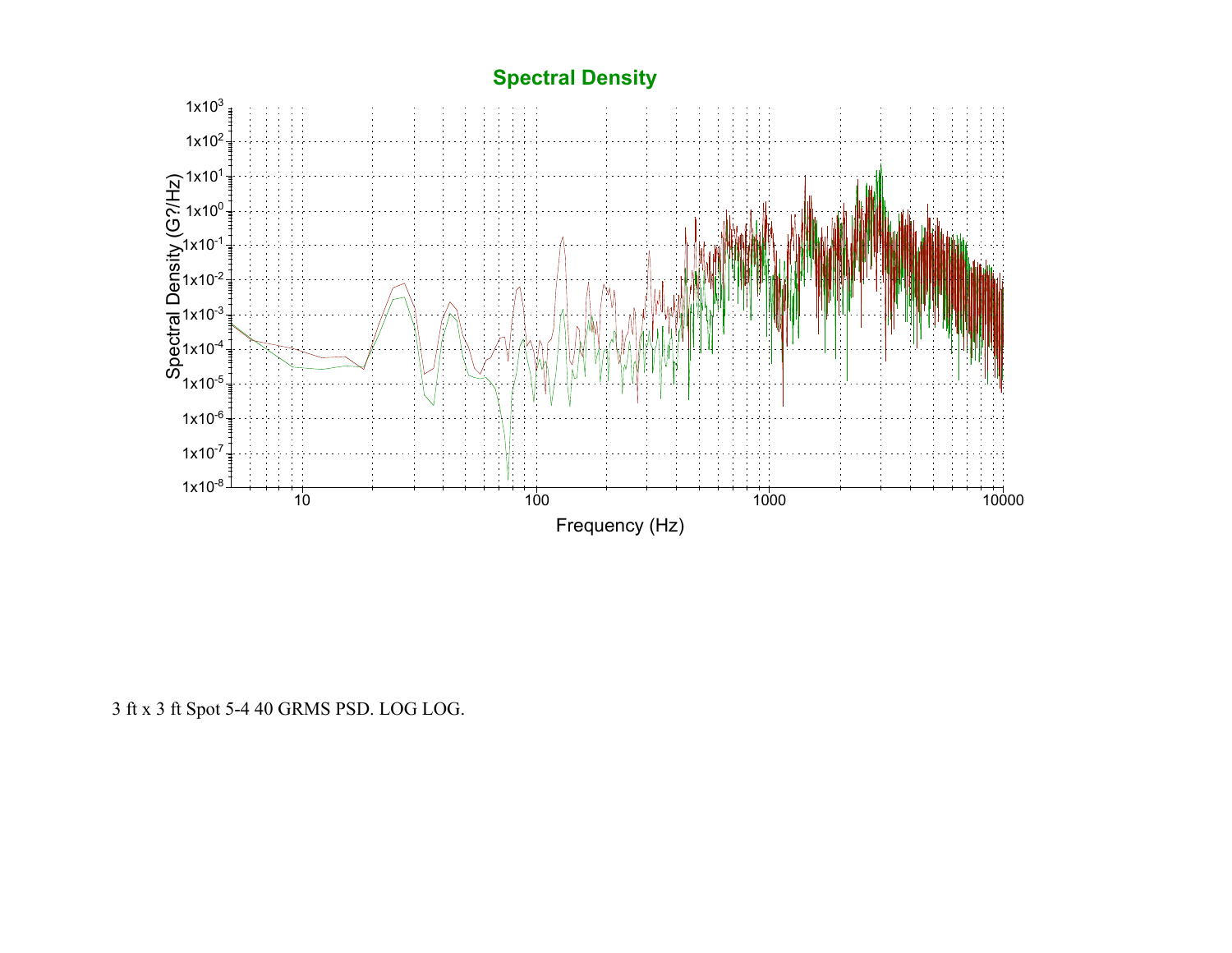## Spectral Density

3 ft x 3 ft Spot 5-4 40 GRMS PSD. LOG LOG.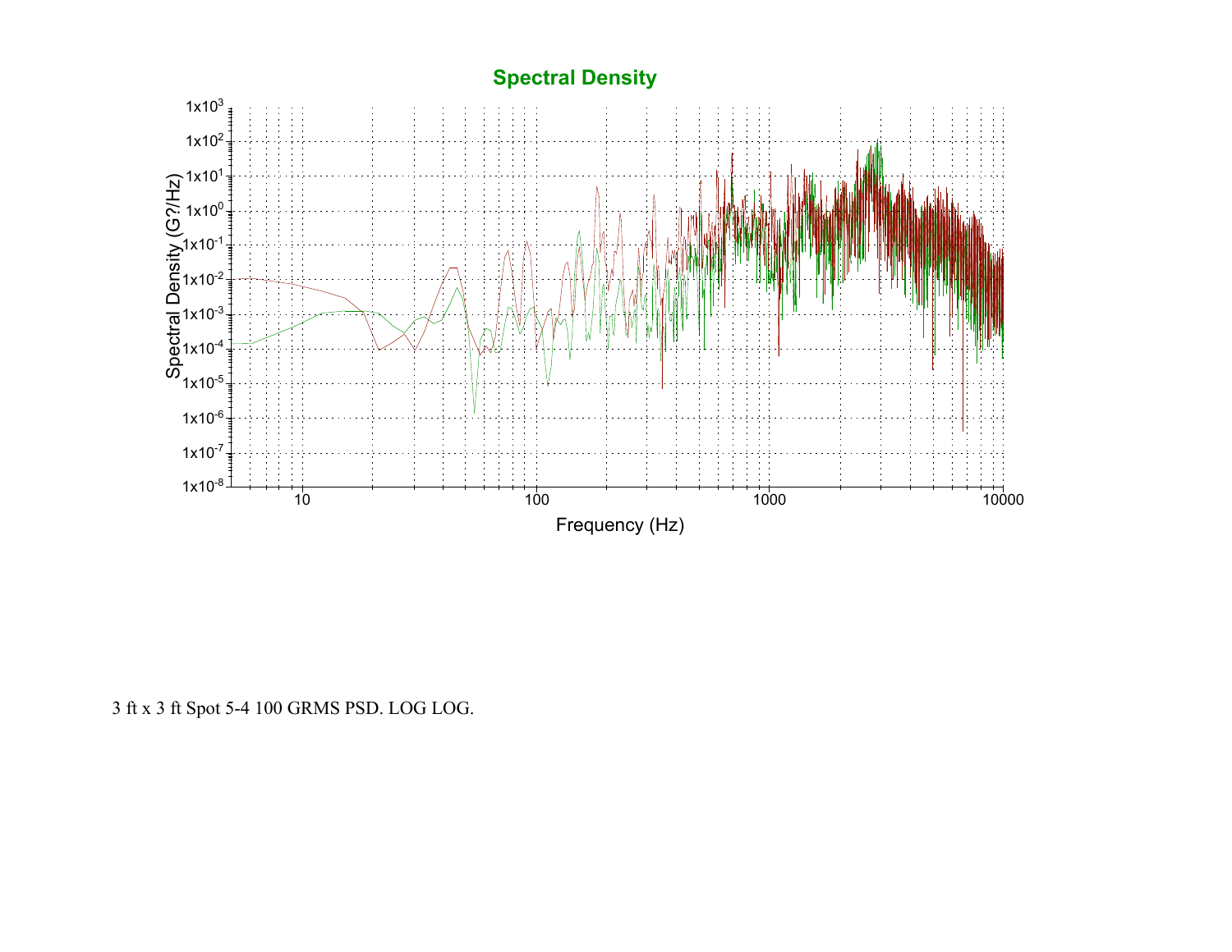## Spectral Density

Spectral Density (G?/Hz)

Frequency (Hz)

3 ft x 3 ft Spot 5-4 100 GRMS PSD. LOG LOG.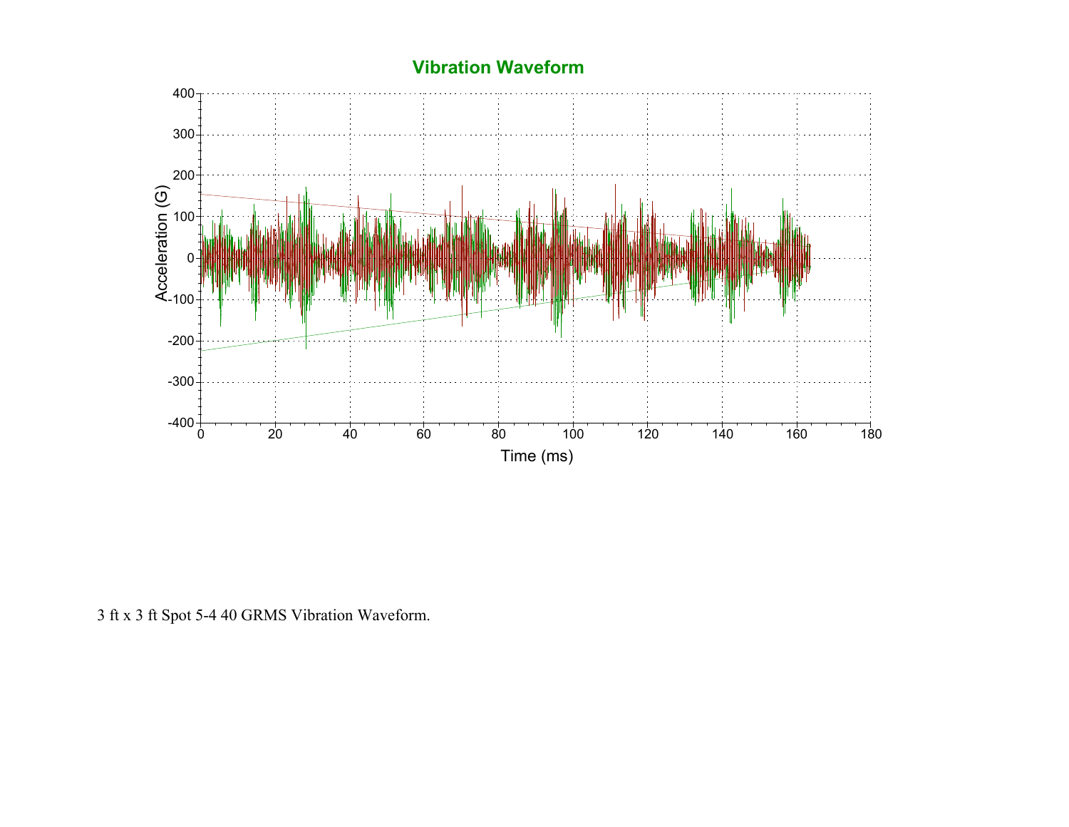## Vibration Waveform

3 ft x 3 ft Spot 5-4 40 GRMS Vibration Waveform.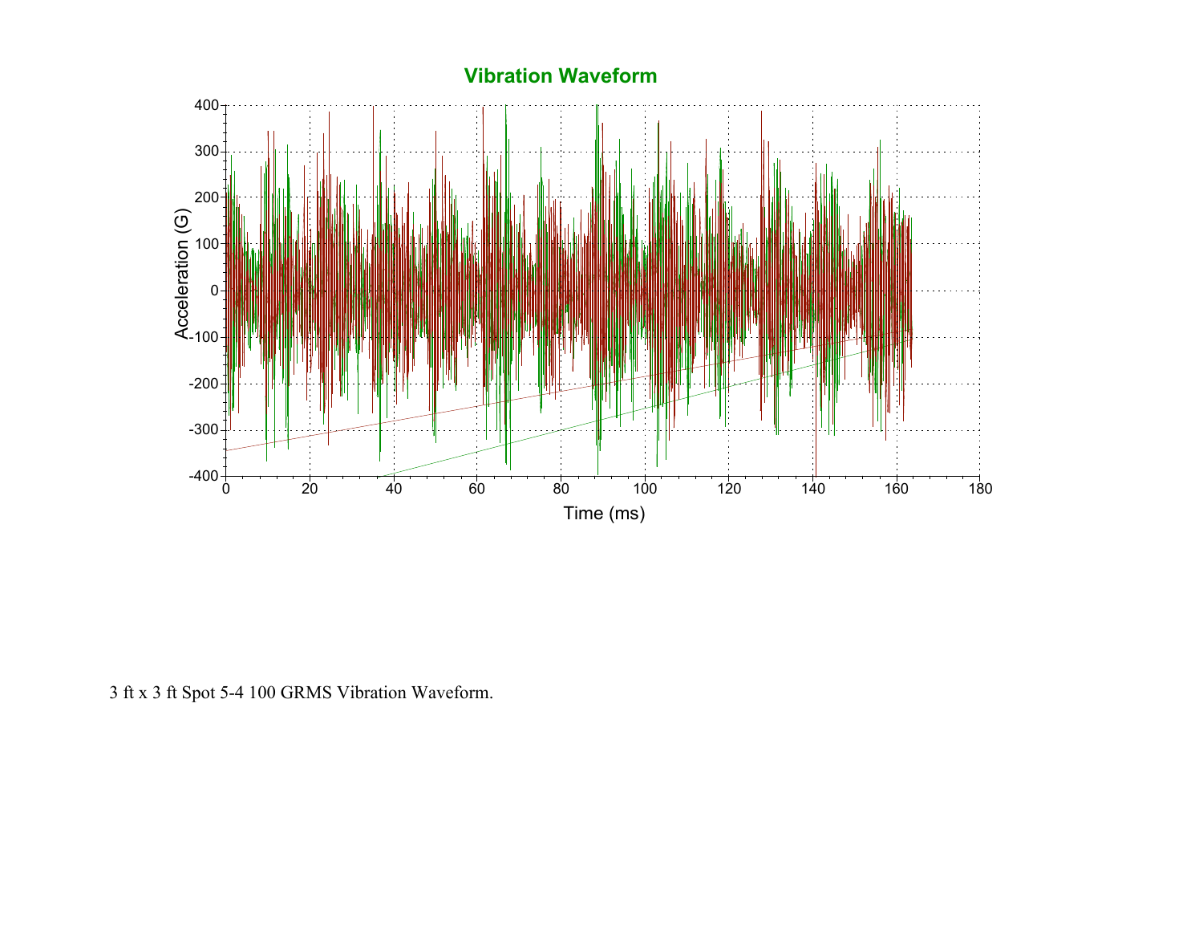Vibration Waveform

400
300
200
100
0
-100
-200
-300
-400

Acceleration (G)

0 20 40 60 80 100 120 140 160 180

Time (ms)

3 ft x 3 ft Spot 5-4 100 GRMS Vibration Waveform.